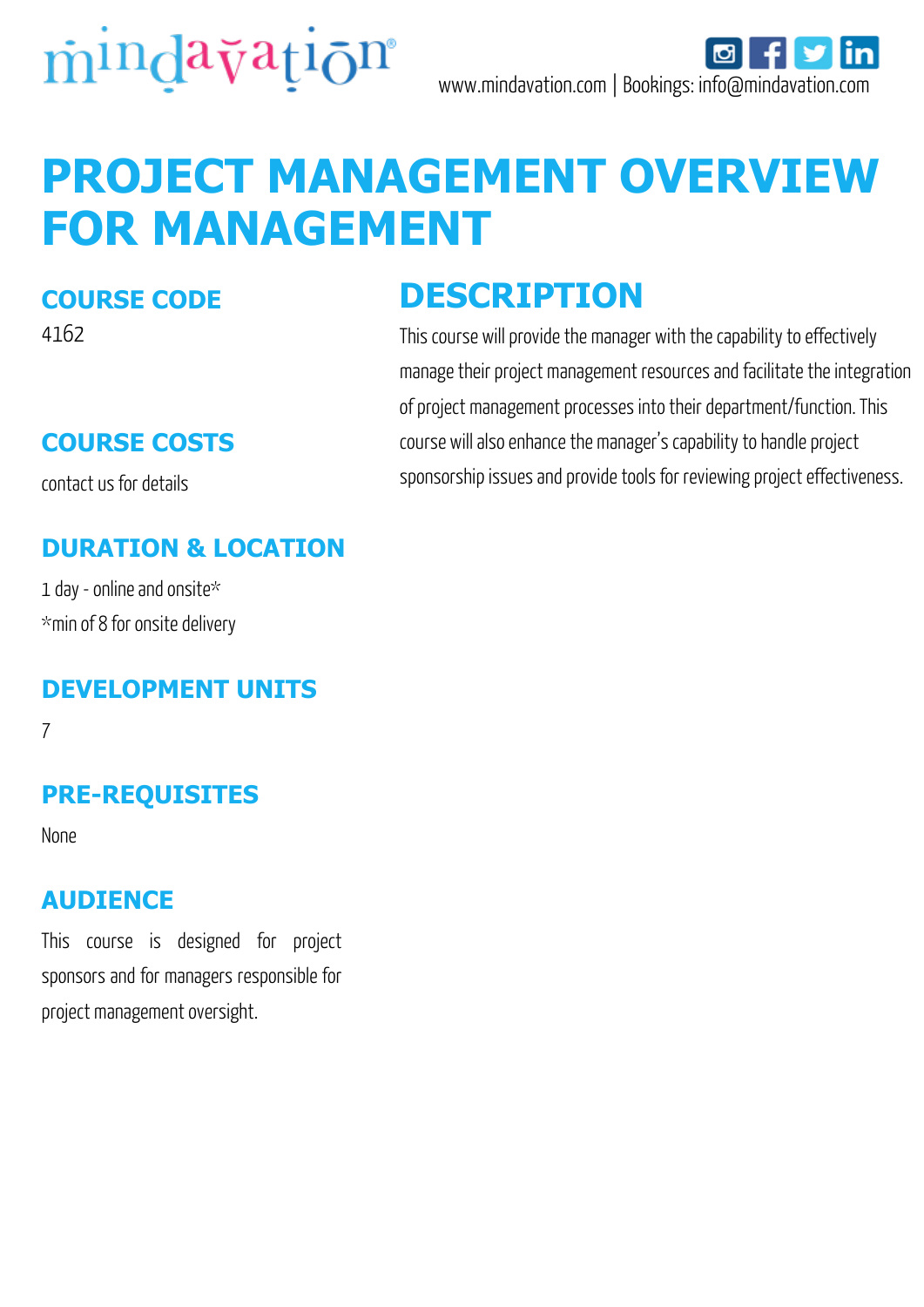mindavation®

www.mindavation.com | Bookings: info@mindavation.com

# PROJECT MANAGEMENT OVERVIEW FOR MANAGEMENT

## COURSE CODE

4162

## COURSE COSTS

contact us for details

## DURATION & LOCATION

1 day - online and onsite*

*min of 8 for onsite delivery

## DEVELOPMENT UNITS

7

## PRE-REQUISITES

None

## AUDIENCE

This course is designed for project sponsors and for managers responsible for project management oversight.

## DESCRIPTION

This course will provide the manager with the capability to effectively manage their project management resources and facilitate the integration of project management processes into their department/function. This course will also enhance the manager's capability to handle project sponsorship issues and provide tools for reviewing project effectiveness.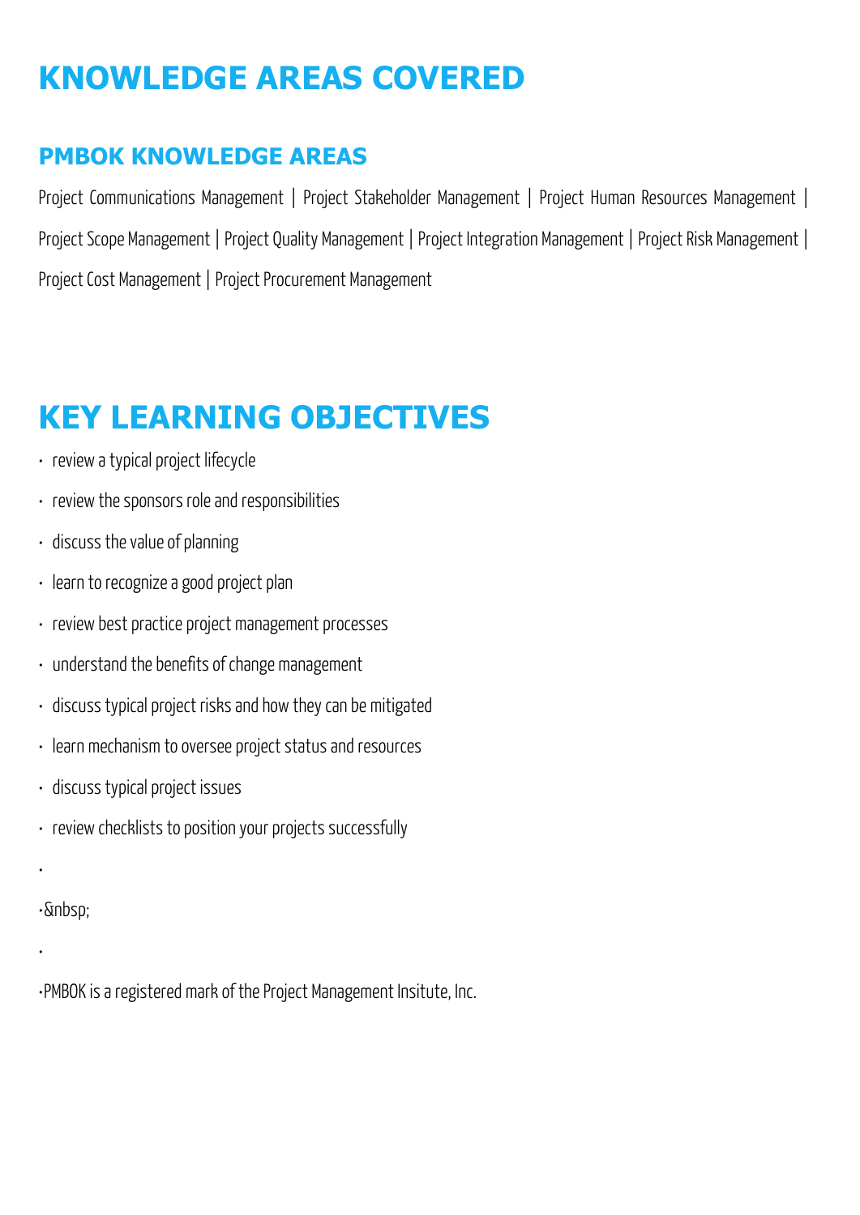# KNOWLEDGE AREAS COVERED

## PMBOK KNOWLEDGE AREAS

Project Communications Management | Project Stakeholder Management | Project Human Resources Management | Project Scope Management | Project Quality Management | Project Integration Management | Project Risk Management | Project Cost Management | Project Procurement Management

# KEY LEARNING OBJECTIVES

- review a typical project lifecycle
- review the sponsors role and responsibilities
- discuss the value of planning
- learn to recognize a good project plan
- review best practice project management processes
- understand the benefits of change management
- discuss typical project risks and how they can be mitigated
- learn mechanism to oversee project status and resources
- discuss typical project issues
- review checklists to position your projects successfully

•

•&nbsp;

•

•PMBOK is a registered mark of the Project Management Insitute, Inc.